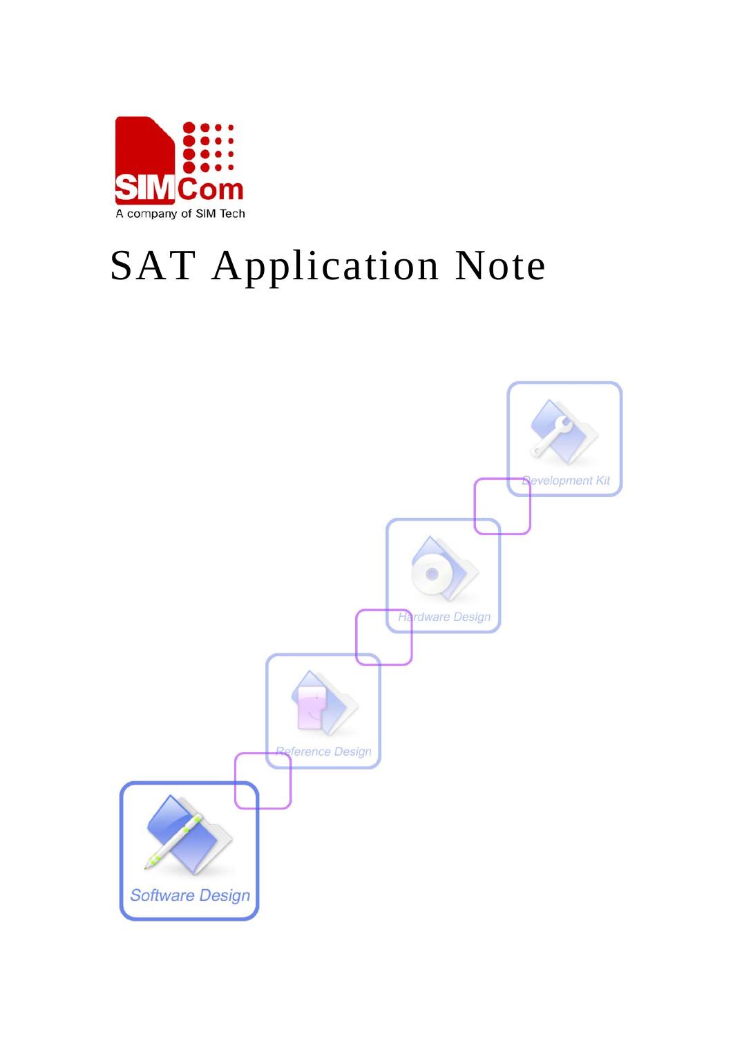SIMCom

A company of SIM Tech

# SAT Application Note

Development Kit

Hardware Design

Reference Design

Software Design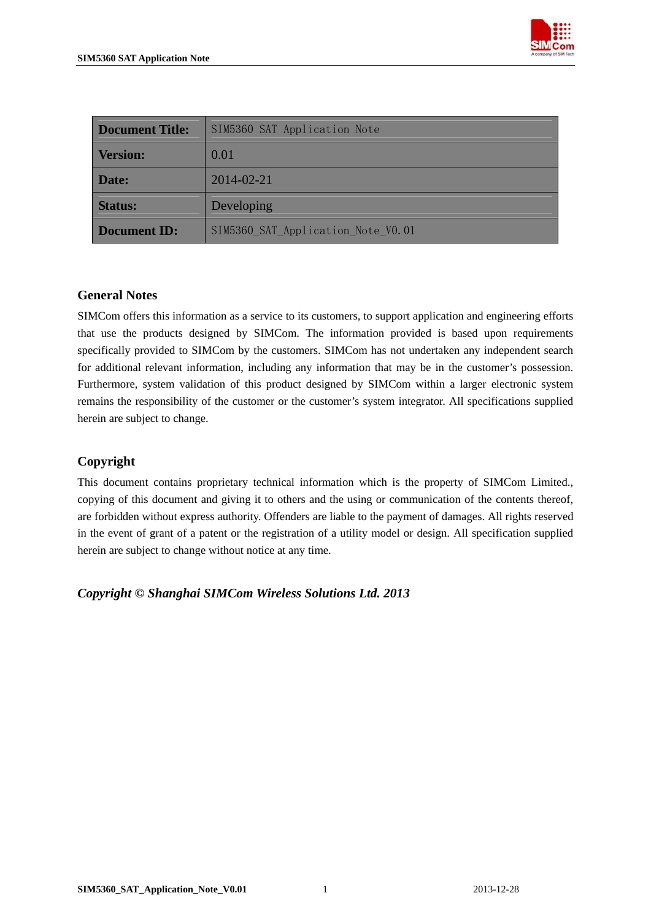| | |
|---|---|
| **Document Title:** | SIM5360 SAT Application Note |
| **Version:** | 0.01 |
| **Date:** | 2014-02-21 |
| **Status:** | Developing |
| **Document ID:** | SIM5360_SAT_Application_Note_V0.01 |

## General Notes

SIMCom offers this information as a service to its customers, to support application and engineering efforts that use the products designed by SIMCom. The information provided is based upon requirements specifically provided to SIMCom by the customers. SIMCom has not undertaken any independent search for additional relevant information, including any information that may be in the customer's possession. Furthermore, system validation of this product designed by SIMCom within a larger electronic system remains the responsibility of the customer or the customer's system integrator. All specifications supplied herein are subject to change.

## Copyright

This document contains proprietary technical information which is the property of SIMCom Limited., copying of this document and giving it to others and the using or communication of the contents thereof, are forbidden without express authority. Offenders are liable to the payment of damages. All rights reserved in the event of grant of a patent or the registration of a utility model or design. All specification supplied herein are subject to change without notice at any time.

***Copyright © Shanghai SIMCom Wireless Solutions Ltd. 2013***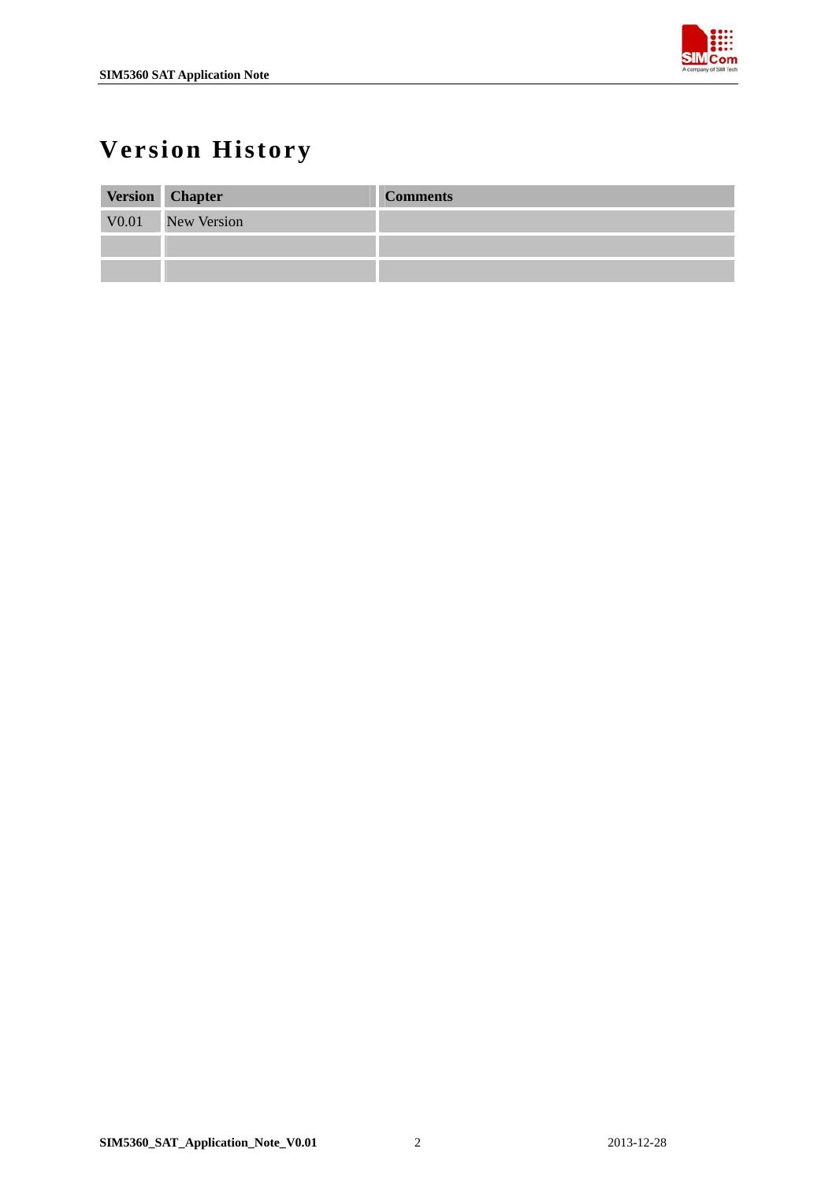# Version History

| Version | Chapter | Comments |
|---|---|---|
| V0.01 | New Version | |
| | | |
| | | |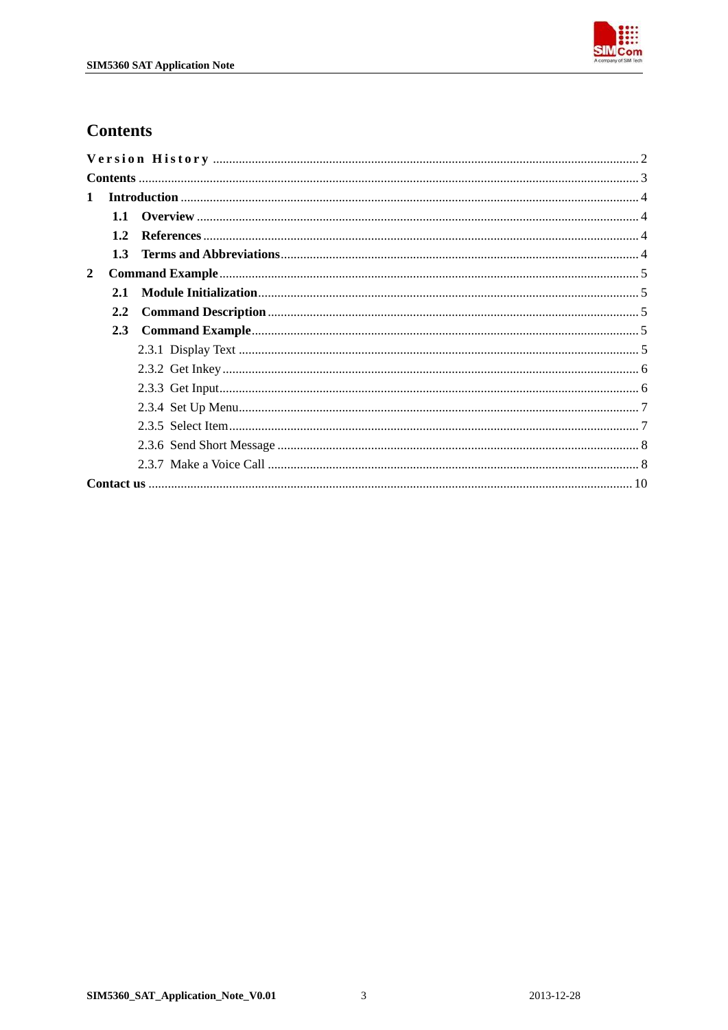# Contents

Version History ........................................................................................................................ 2

Contents ....................................................................................................................................... 3

1 Introduction ............................................................................................................................ 4

 1.1 Overview ........................................................................................................................... 4

 1.2 References ......................................................................................................................... 4

 1.3 Terms and Abbreviations ................................................................................................. 4

2 Command Example ................................................................................................................ 5

 2.1 Module Initialization ........................................................................................................ 5

 2.2 Command Description ..................................................................................................... 5

 2.3 Command Example .......................................................................................................... 5

  2.3.1 Display Text ................................................................................................................. 5

  2.3.2 Get Inkey ...................................................................................................................... 6

  2.3.3 Get Input ....................................................................................................................... 6

  2.3.4 Set Up Menu ................................................................................................................. 7

  2.3.5 Select Item .................................................................................................................... 7

  2.3.6 Send Short Message ..................................................................................................... 8

  2.3.7 Make a Voice Call ........................................................................................................ 8

Contact us ................................................................................................................................... 10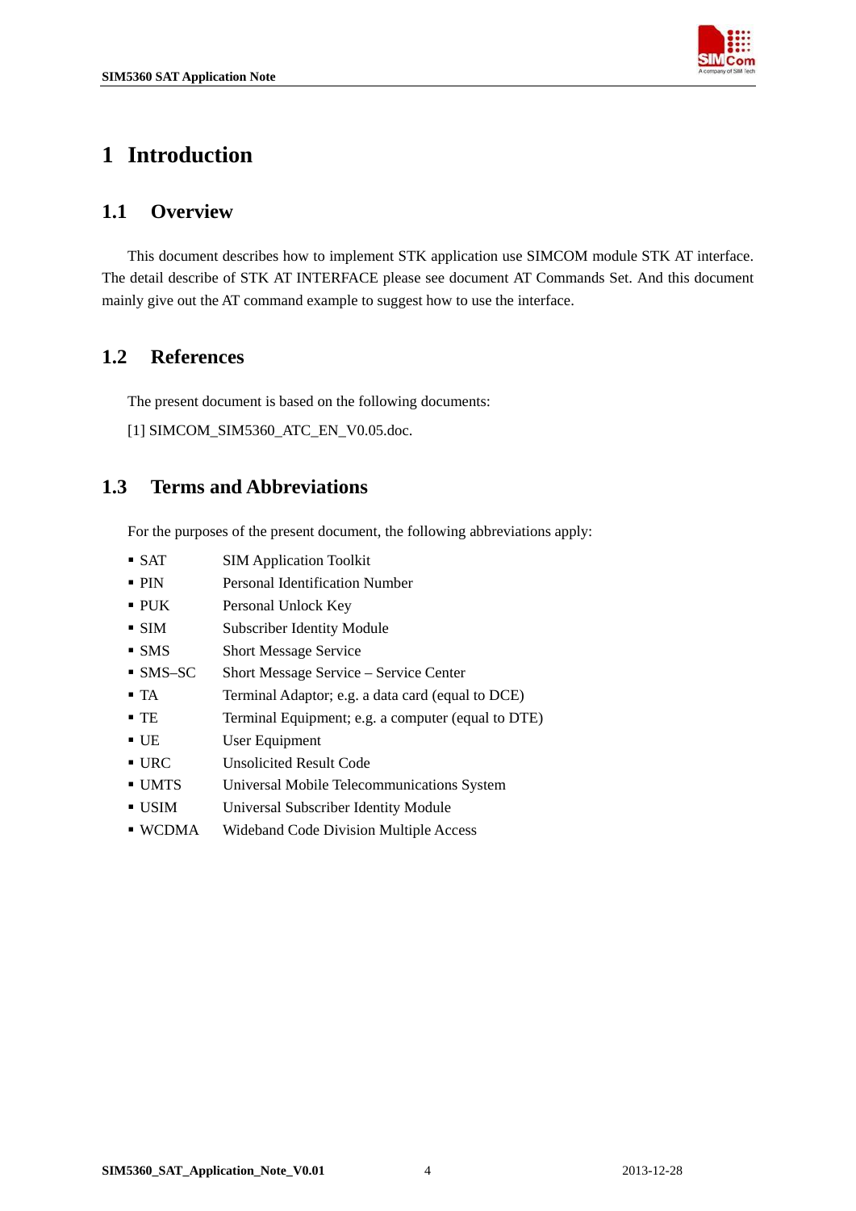# 1 Introduction

## 1.1 Overview

This document describes how to implement STK application use SIMCOM module STK AT interface. The detail describe of STK AT INTERFACE please see document AT Commands Set. And this document mainly give out the AT command example to suggest how to use the interface.

## 1.2 References

The present document is based on the following documents:

[1] SIMCOM_SIM5360_ATC_EN_V0.05.doc.

## 1.3 Terms and Abbreviations

For the purposes of the present document, the following abbreviations apply:

- SAT SIM Application Toolkit
- PIN Personal Identification Number
- PUK Personal Unlock Key
- SIM Subscriber Identity Module
- SMS Short Message Service
- SMS–SC Short Message Service – Service Center
- TA Terminal Adaptor; e.g. a data card (equal to DCE)
- TE Terminal Equipment; e.g. a computer (equal to DTE)
- UE User Equipment
- URC Unsolicited Result Code
- UMTS Universal Mobile Telecommunications System
- USIM Universal Subscriber Identity Module
- WCDMA Wideband Code Division Multiple Access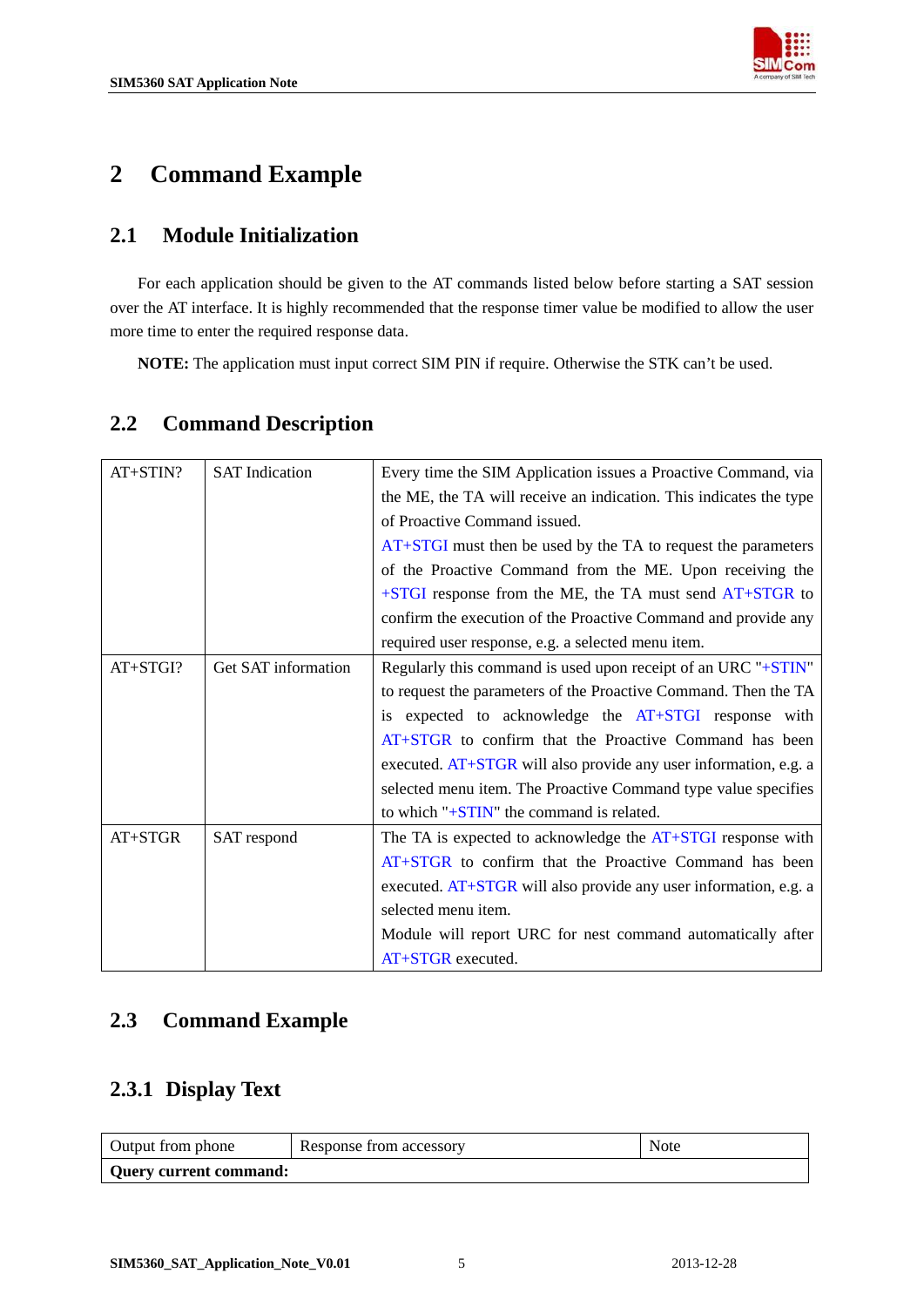# 2 Command Example

## 2.1 Module Initialization

For each application should be given to the AT commands listed below before starting a SAT session over the AT interface. It is highly recommended that the response timer value be modified to allow the user more time to enter the required response data.

**NOTE:** The application must input correct SIM PIN if require. Otherwise the STK can't be used.

## 2.2 Command Description

| | | |
|---|---|---|
| AT+STIN? | SAT Indication | Every time the SIM Application issues a Proactive Command, via the ME, the TA will receive an indication. This indicates the type of Proactive Command issued.<br>AT+STGI must then be used by the TA to request the parameters of the Proactive Command from the ME. Upon receiving the +STGI response from the ME, the TA must send AT+STGR to confirm the execution of the Proactive Command and provide any required user response, e.g. a selected menu item. |
| AT+STGI? | Get SAT information | Regularly this command is used upon receipt of an URC "+STIN" to request the parameters of the Proactive Command. Then the TA is expected to acknowledge the AT+STGI response with AT+STGR to confirm that the Proactive Command has been executed. AT+STGR will also provide any user information, e.g. a selected menu item. The Proactive Command type value specifies to which "+STIN" the command is related. |
| AT+STGR | SAT respond | The TA is expected to acknowledge the AT+STGI response with AT+STGR to confirm that the Proactive Command has been executed. AT+STGR will also provide any user information, e.g. a selected menu item.<br>Module will report URC for nest command automatically after AT+STGR executed. |

## 2.3 Command Example

### 2.3.1 Display Text

| Output from phone | Response from accessory | Note |
|---|---|---|
| **Query current command:** | | |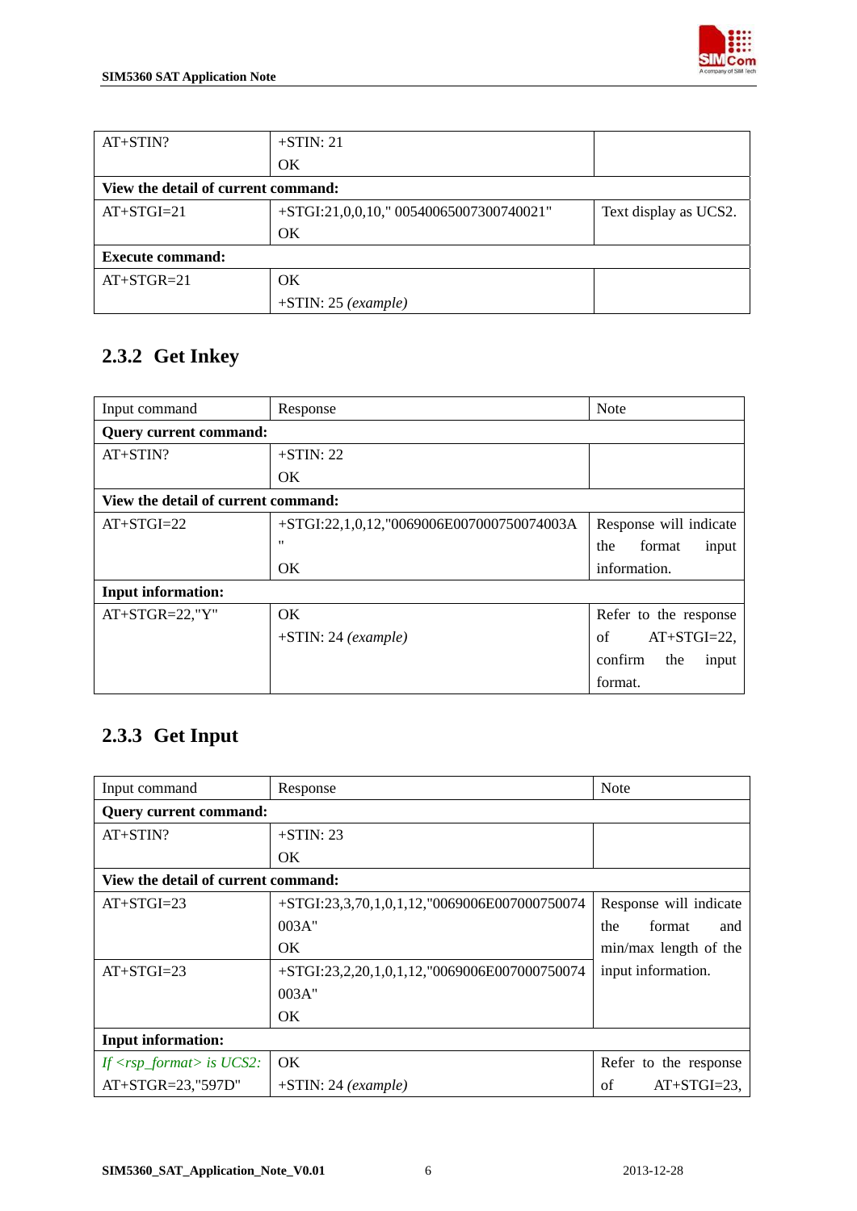| | | |
|---|---|---|
| AT+STIN? | +STIN: 21<br>OK | |
| **View the detail of current command:** | | |
| AT+STGI=21 | +STGI:21,0,0,10," 00540065007300740021"<br>OK | Text display as UCS2. |
| **Execute command:** | | |
| AT+STGR=21 | OK<br>+STIN: 25 *(example)* | |

## 2.3.2 Get Inkey

| Input command | Response | Note |
|---|---|---|
| **Query current command:** | | |
| AT+STIN? | +STIN: 22<br>OK | |
| **View the detail of current command:** | | |
| AT+STGI=22 | +STGI:22,1,0,12,"0069006E007000750074003A"<br>OK | Response will indicate the format input information. |
| **Input information:** | | |
| AT+STGR=22,"Y" | OK<br>+STIN: 24 *(example)* | Refer to the response of AT+STGI=22, confirm the input format. |

## 2.3.3 Get Input

| Input command | Response | Note |
|---|---|---|
| **Query current command:** | | |
| AT+STIN? | +STIN: 23<br>OK | |
| **View the detail of current command:** | | |
| AT+STGI=23 | +STGI:23,3,70,1,0,1,12,"0069006E007000750074003A"<br>OK | Response will indicate the format and min/max length of the input information. |
| AT+STGI=23 | +STGI:23,2,20,1,0,1,12,"0069006E007000750074003A"<br>OK | |
| **Input information:** | | |
| *If <rsp_format> is UCS2:*<br>AT+STGR=23,"597D" | OK<br>+STIN: 24 *(example)* | Refer to the response of AT+STGI=23, |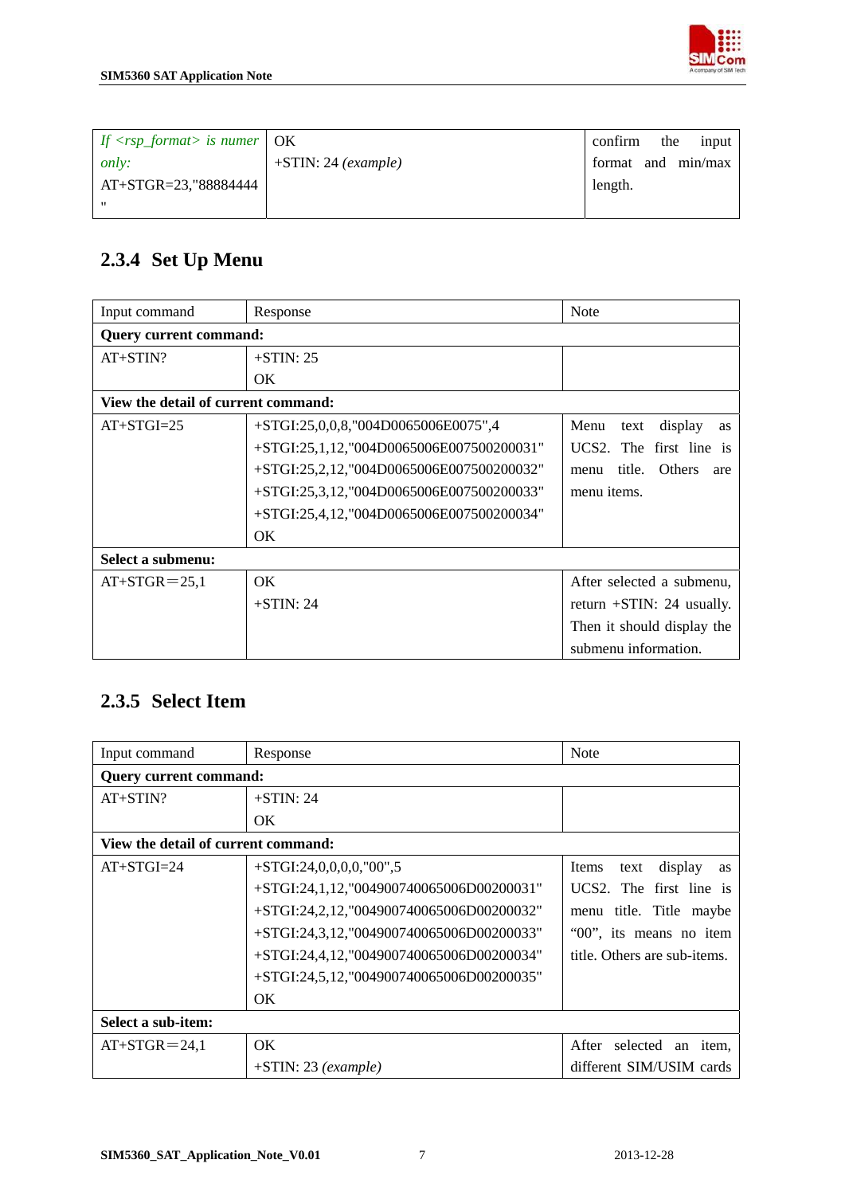| | | |
|---|---|---|
| *If <rsp_format> is numer only:*<br>AT+STGR=23,"88884444" | OK<br>+STIN: 24 *(example)* | confirm the input format and min/max length. |

## 2.3.4 Set Up Menu

| Input command | Response | Note |
|---|---|---|
| **Query current command:** | | |
| AT+STIN? | +STIN: 25<br>OK | |
| **View the detail of current command:** | | |
| AT+STGI=25 | +STGI:25,0,0,8,"004D0065006E0075",4<br>+STGI:25,1,12,"004D0065006E007500200031"<br>+STGI:25,2,12,"004D0065006E007500200032"<br>+STGI:25,3,12,"004D0065006E007500200033"<br>+STGI:25,4,12,"004D0065006E007500200034"<br>OK | Menu text display as UCS2. The first line is menu title. Others are menu items. |
| **Select a submenu:** | | |
| AT+STGR＝25,1 | OK<br>+STIN: 24 | After selected a submenu, return +STIN: 24 usually. Then it should display the submenu information. |

## 2.3.5 Select Item

| Input command | Response | Note |
|---|---|---|
| **Query current command:** | | |
| AT+STIN? | +STIN: 24<br>OK | |
| **View the detail of current command:** | | |
| AT+STGI=24 | +STGI:24,0,0,0,0,"00",5<br>+STGI:24,1,12,"004900740065006D00200031"<br>+STGI:24,2,12,"004900740065006D00200032"<br>+STGI:24,3,12,"004900740065006D00200033"<br>+STGI:24,4,12,"004900740065006D00200034"<br>+STGI:24,5,12,"004900740065006D00200035"<br>OK | Items text display as UCS2. The first line is menu title. Title maybe "00", its means no item title. Others are sub-items. |
| **Select a sub-item:** | | |
| AT+STGR＝24,1 | OK<br>+STIN: 23 *(example)* | After selected an item, different SIM/USIM cards |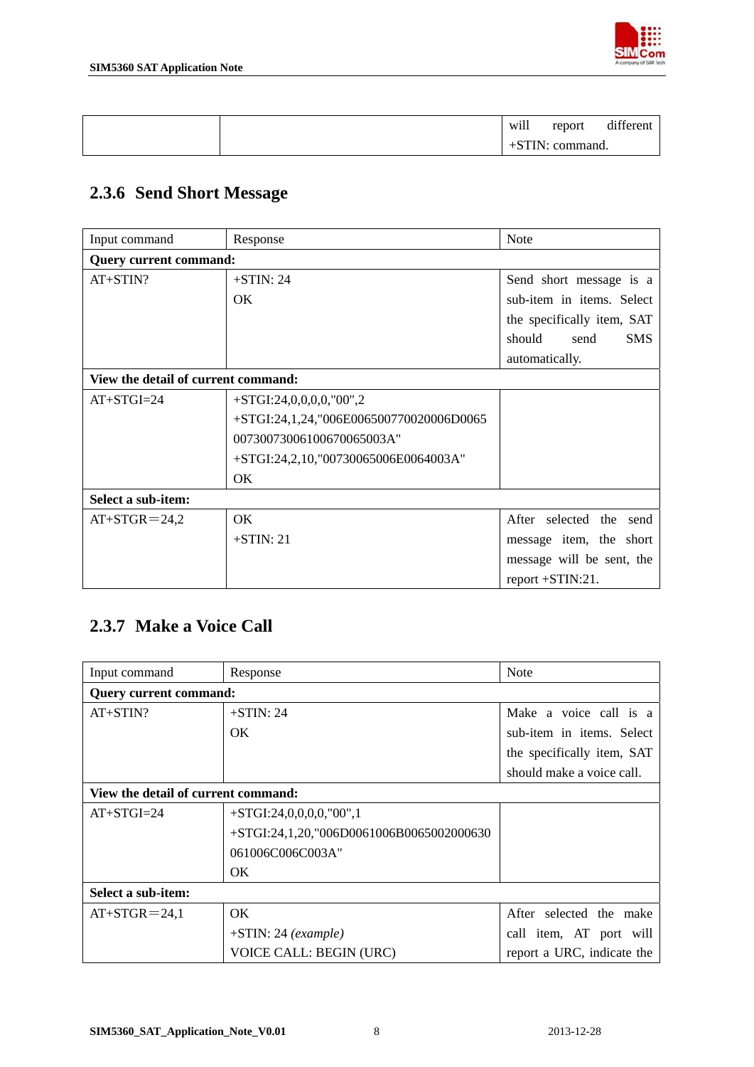| | | |
|---|---|---|
| | | will report different +STIN: command. |

## 2.3.6 Send Short Message

| Input command | Response | Note |
|---|---|---|
| **Query current command:** | | |
| AT+STIN? | +STIN: 24<br>OK | Send short message is a sub-item in items. Select the specifically item, SAT should send SMS automatically. |
| **View the detail of current command:** | | |
| AT+STGI=24 | +STGI:24,0,0,0,0,"00",2<br>+STGI:24,1,24,"006E006500770020006D0065007300730061006700650003A"<br>+STGI:24,2,10,"00730065006E0064003A"<br>OK | |
| **Select a sub-item:** | | |
| AT+STGR=24,2 | OK<br>+STIN: 21 | After selected the send message item, the short message will be sent, the report +STIN:21. |

## 2.3.7 Make a Voice Call

| Input command | Response | Note |
|---|---|---|
| **Query current command:** | | |
| AT+STIN? | +STIN: 24<br>OK | Make a voice call is a sub-item in items. Select the specifically item, SAT should make a voice call. |
| **View the detail of current command:** | | |
| AT+STGI=24 | +STGI:24,0,0,0,0,"00",1<br>+STGI:24,1,20,"006D0061006B0065002000630061006C006C003A"<br>OK | |
| **Select a sub-item:** | | |
| AT+STGR=24,1 | OK<br>+STIN: 24 *(example)*<br>VOICE CALL: BEGIN (URC) | After selected the make call item, AT port will report a URC, indicate the |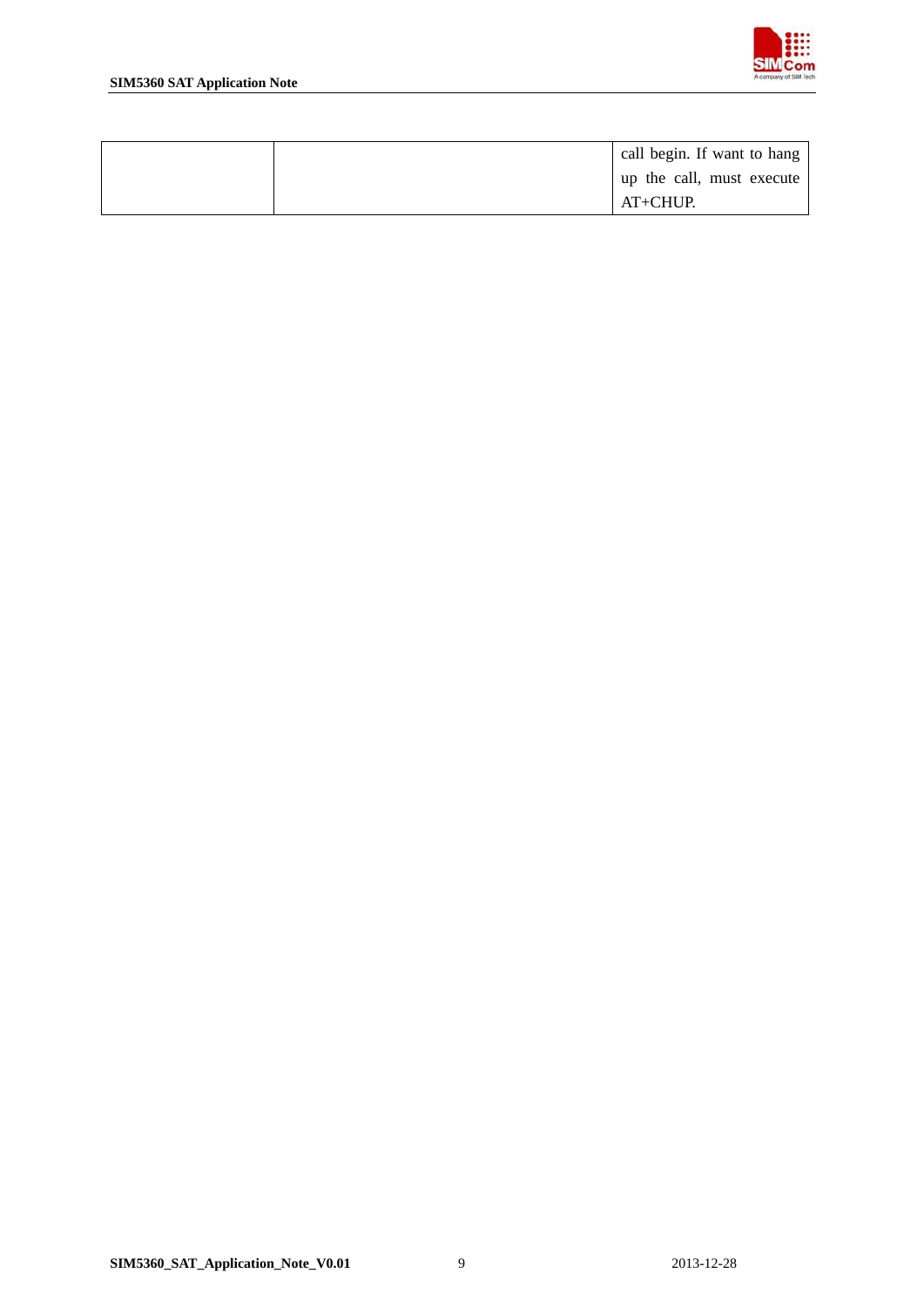| | | |
|---|---|---|
| | | call begin. If want to hang up the call, must execute AT+CHUP. |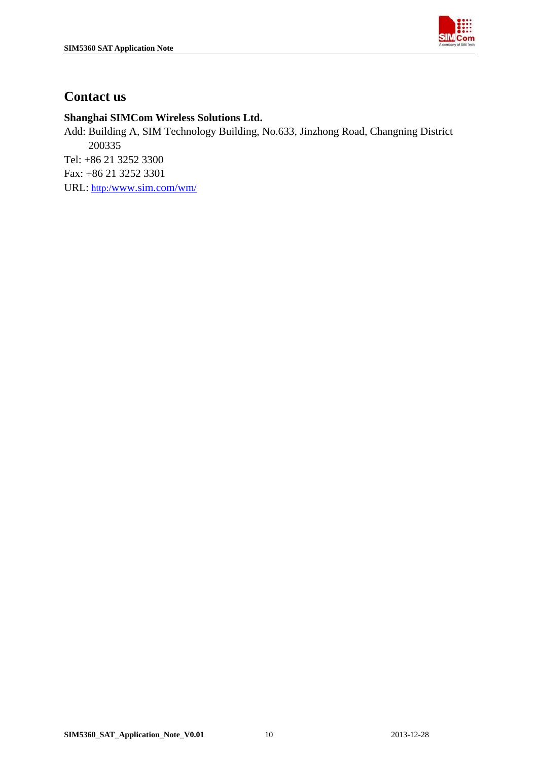## Contact us

**Shanghai SIMCom Wireless Solutions Ltd.**

Add: Building A, SIM Technology Building, No.633, Jinzhong Road, Changning District 200335
Tel: +86 21 3252 3300
Fax: +86 21 3252 3301
URL: http:/www.sim.com/wm/